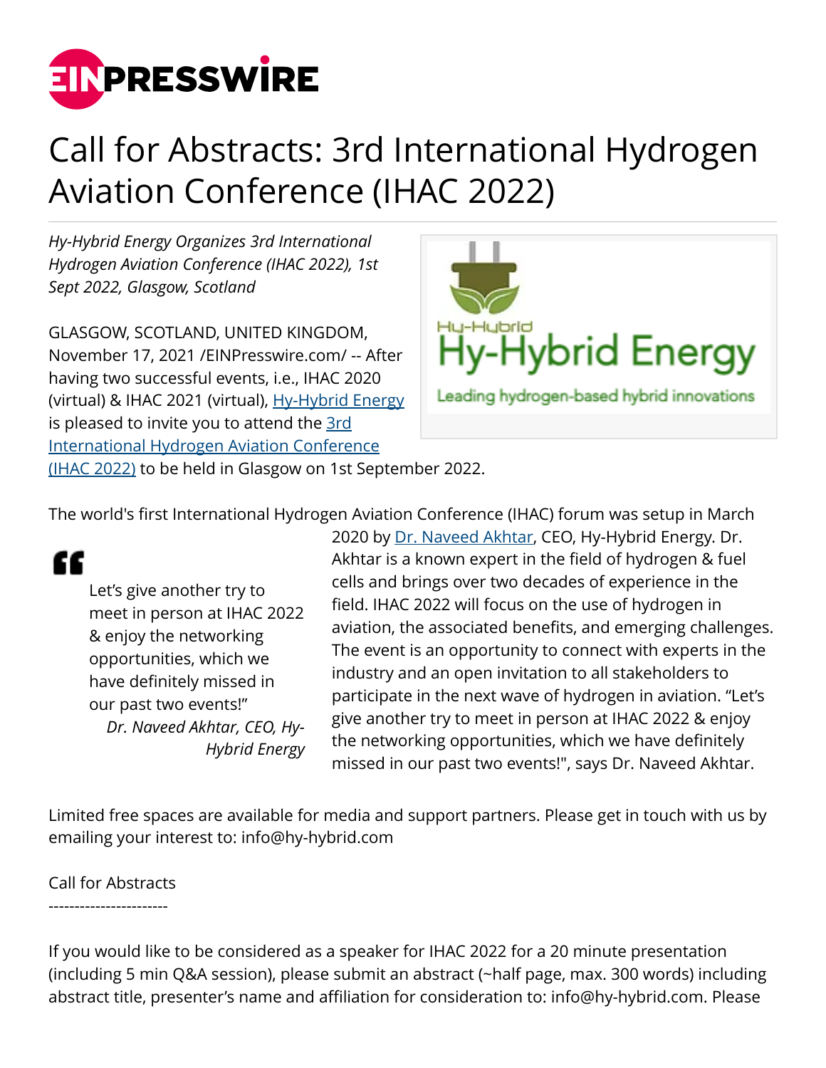# Call for Abstracts: 3rd International Hydrogen Aviation Conference (IHAC 2022)

*Hy-Hybrid Energy Organizes 3rd International Hydrogen Aviation Conference (IHAC 2022), 1st Sept 2022, Glasgow, Scotland*

GLASGOW, SCOTLAND, UNITED KINGDOM, November 17, 2021 /EINPresswire.com/ -- After having two successful events, i.e., IHAC 2020 (virtual) & IHAC 2021 (virtual), Hy-Hybrid Energy is pleased to invite you to attend the 3rd International Hydrogen Aviation Conference (IHAC 2022) to be held in Glasgow on 1st September 2022.

The world's first International Hydrogen Aviation Conference (IHAC) forum was setup in March 2020 by Dr. Naveed Akhtar, CEO, Hy-Hybrid Energy. Dr. Akhtar is a known expert in the field of hydrogen & fuel cells and brings over two decades of experience in the field. IHAC 2022 will focus on the use of hydrogen in aviation, the associated benefits, and emerging challenges. The event is an opportunity to connect with experts in the industry and an open invitation to all stakeholders to participate in the next wave of hydrogen in aviation. "Let's give another try to meet in person at IHAC 2022 & enjoy the networking opportunities, which we have definitely missed in our past two events!", says Dr. Naveed Akhtar.

> Let's give another try to meet in person at IHAC 2022 & enjoy the networking opportunities, which we have definitely missed in our past two events!"
>
> *Dr. Naveed Akhtar, CEO, Hy-Hybrid Energy*

Limited free spaces are available for media and support partners. Please get in touch with us by emailing your interest to: info@hy-hybrid.com

Call for Abstracts
-----------------------

If you would like to be considered as a speaker for IHAC 2022 for a 20 minute presentation (including 5 min Q&A session), please submit an abstract (~half page, max. 300 words) including abstract title, presenter's name and affiliation for consideration to: info@hy-hybrid.com. Please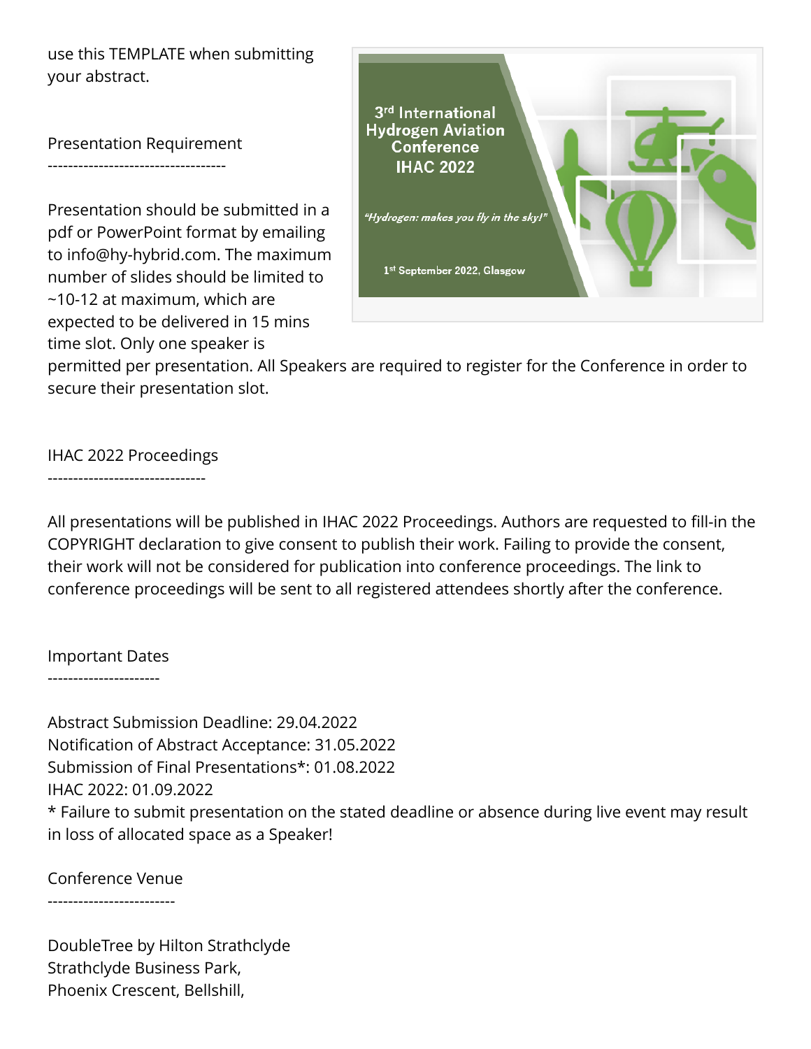use this TEMPLATE when submitting your abstract.

Presentation Requirement
-----------------------------------

Presentation should be submitted in a pdf or PowerPoint format by emailing to info@hy-hybrid.com. The maximum number of slides should be limited to ~10-12 at maximum, which are expected to be delivered in 15 mins time slot. Only one speaker is permitted per presentation. All Speakers are required to register for the Conference in order to secure their presentation slot.

IHAC 2022 Proceedings
-------------------------------

All presentations will be published in IHAC 2022 Proceedings. Authors are requested to fill-in the COPYRIGHT declaration to give consent to publish their work. Failing to provide the consent, their work will not be considered for publication into conference proceedings. The link to conference proceedings will be sent to all registered attendees shortly after the conference.

Important Dates
----------------------

Abstract Submission Deadline: 29.04.2022
Notification of Abstract Acceptance: 31.05.2022
Submission of Final Presentations*: 01.08.2022
IHAC 2022: 01.09.2022
* Failure to submit presentation on the stated deadline or absence during live event may result in loss of allocated space as a Speaker!

Conference Venue
-------------------------

DoubleTree by Hilton Strathclyde
Strathclyde Business Park,
Phoenix Crescent, Bellshill,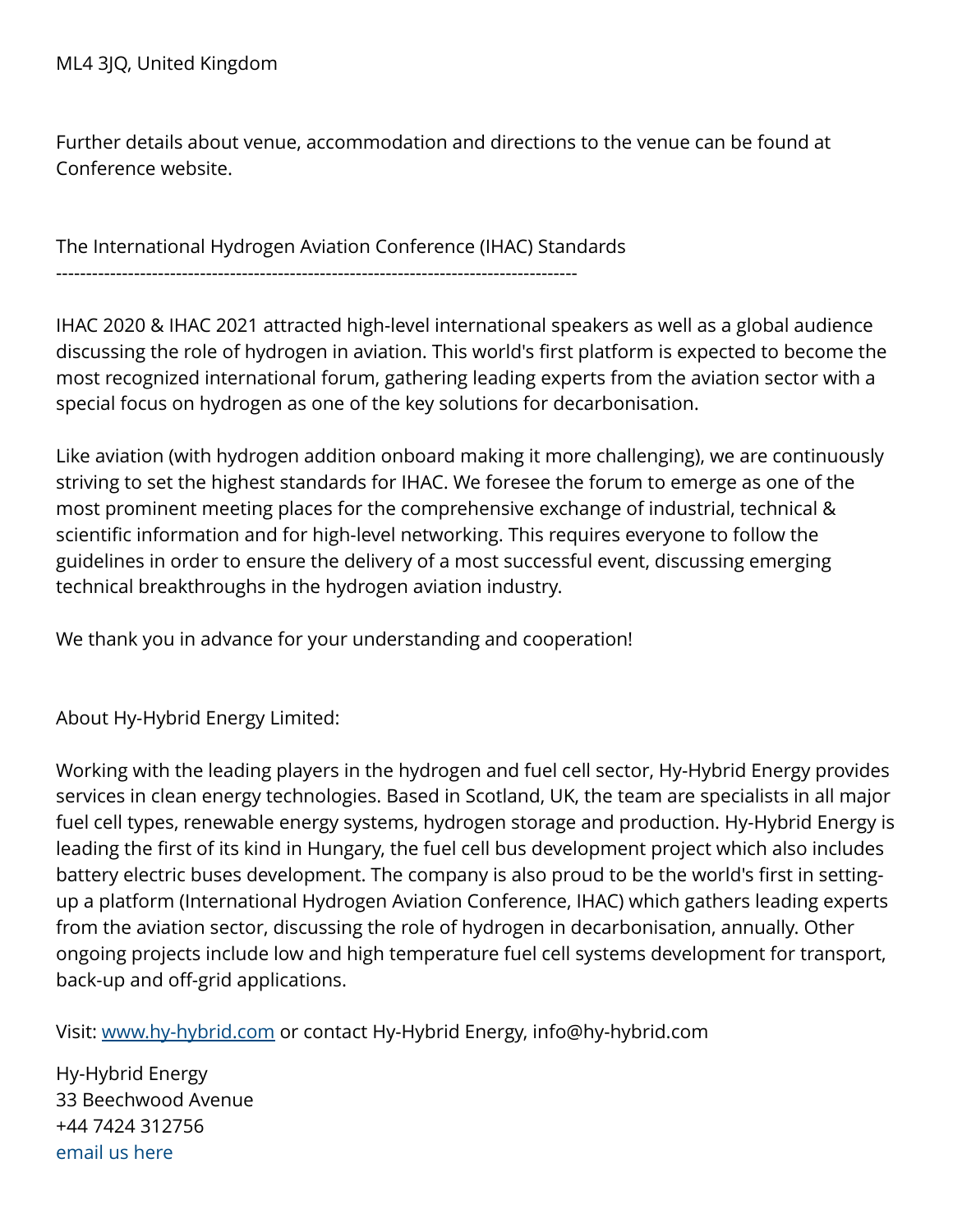ML4 3JQ, United Kingdom

Further details about venue, accommodation and directions to the venue can be found at Conference website.

The International Hydrogen Aviation Conference (IHAC) Standards
--------------------------------------------------------------------------------------

IHAC 2020 & IHAC 2021 attracted high-level international speakers as well as a global audience discussing the role of hydrogen in aviation. This world's first platform is expected to become the most recognized international forum, gathering leading experts from the aviation sector with a special focus on hydrogen as one of the key solutions for decarbonisation.

Like aviation (with hydrogen addition onboard making it more challenging), we are continuously striving to set the highest standards for IHAC. We foresee the forum to emerge as one of the most prominent meeting places for the comprehensive exchange of industrial, technical & scientific information and for high-level networking. This requires everyone to follow the guidelines in order to ensure the delivery of a most successful event, discussing emerging technical breakthroughs in the hydrogen aviation industry.

We thank you in advance for your understanding and cooperation!

About Hy-Hybrid Energy Limited:

Working with the leading players in the hydrogen and fuel cell sector, Hy-Hybrid Energy provides services in clean energy technologies. Based in Scotland, UK, the team are specialists in all major fuel cell types, renewable energy systems, hydrogen storage and production. Hy-Hybrid Energy is leading the first of its kind in Hungary, the fuel cell bus development project which also includes battery electric buses development. The company is also proud to be the world's first in setting-up a platform (International Hydrogen Aviation Conference, IHAC) which gathers leading experts from the aviation sector, discussing the role of hydrogen in decarbonisation, annually. Other ongoing projects include low and high temperature fuel cell systems development for transport, back-up and off-grid applications.

Visit: [www.hy-hybrid.com](http://www.hy-hybrid.com) or contact Hy-Hybrid Energy, info@hy-hybrid.com

Hy-Hybrid Energy
33 Beechwood Avenue
+44 7424 312756
email us here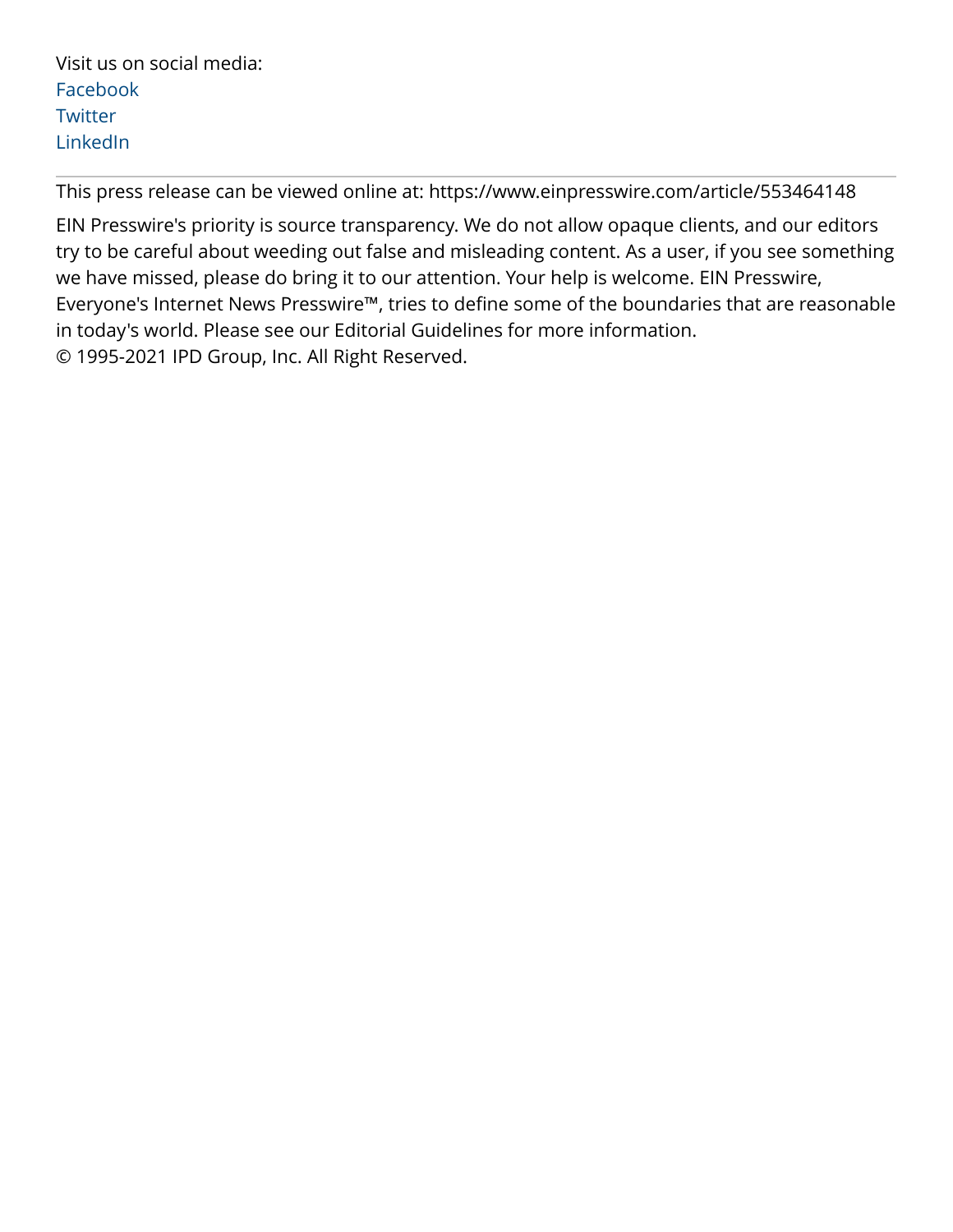Visit us on social media:
Facebook
Twitter
LinkedIn

---

This press release can be viewed online at: https://www.einpresswire.com/article/553464148

EIN Presswire's priority is source transparency. We do not allow opaque clients, and our editors try to be careful about weeding out false and misleading content. As a user, if you see something we have missed, please do bring it to our attention. Your help is welcome. EIN Presswire, Everyone's Internet News Presswire™, tries to define some of the boundaries that are reasonable in today's world. Please see our Editorial Guidelines for more information.
© 1995-2021 IPD Group, Inc. All Right Reserved.